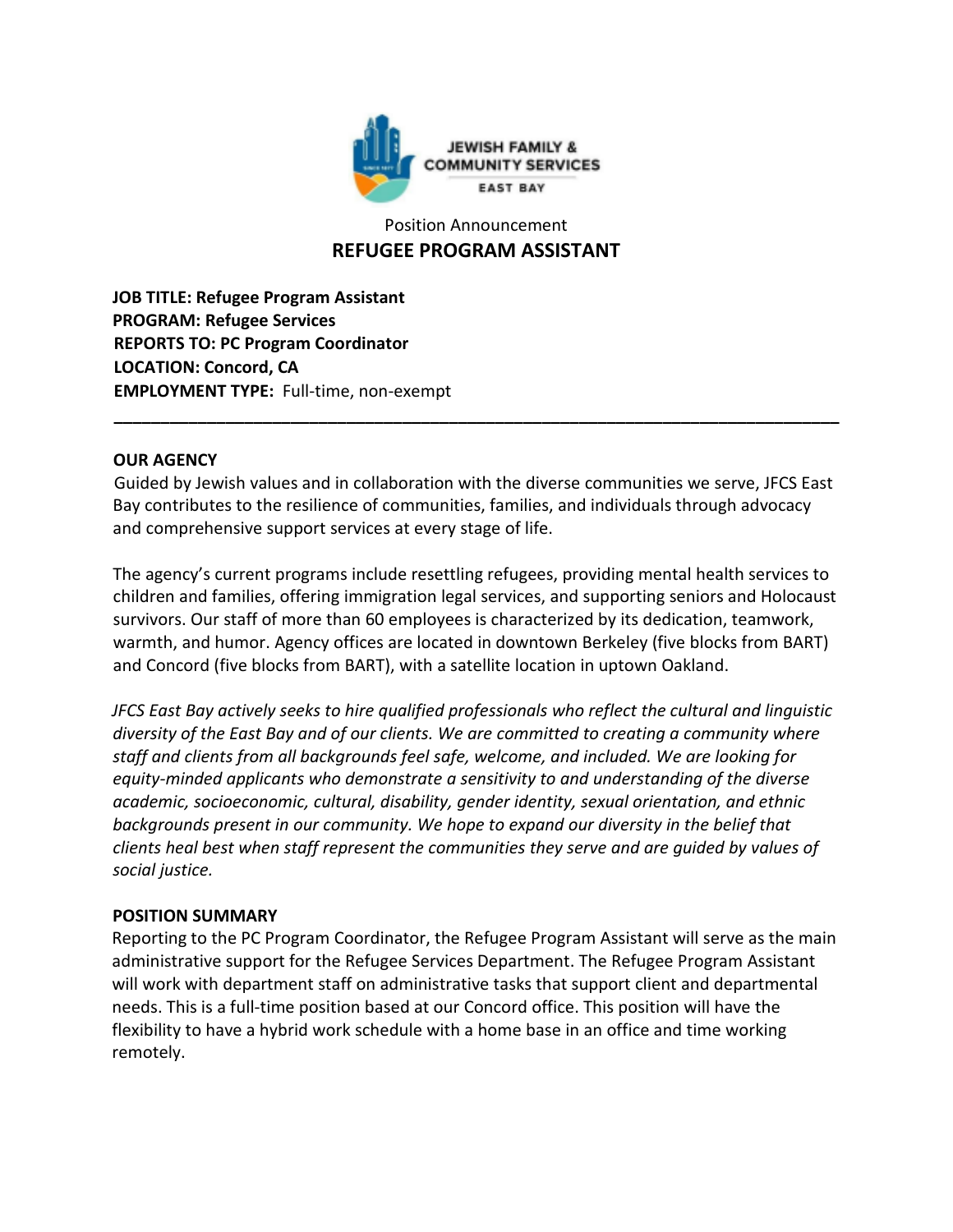JEWISH FAMILY & COMMUNITY SERVICES
EAST BAY

Position Announcement

# REFUGEE PROGRAM ASSISTANT

**JOB TITLE: Refugee Program Assistant**
**PROGRAM: Refugee Services**
**REPORTS TO: PC Program Coordinator**
**LOCATION: Concord, CA**
**EMPLOYMENT TYPE:** Full-time, non-exempt

---

## OUR AGENCY

Guided by Jewish values and in collaboration with the diverse communities we serve, JFCS East Bay contributes to the resilience of communities, families, and individuals through advocacy and comprehensive support services at every stage of life.

The agency's current programs include resettling refugees, providing mental health services to children and families, offering immigration legal services, and supporting seniors and Holocaust survivors. Our staff of more than 60 employees is characterized by its dedication, teamwork, warmth, and humor. Agency offices are located in downtown Berkeley (five blocks from BART) and Concord (five blocks from BART), with a satellite location in uptown Oakland.

*JFCS East Bay actively seeks to hire qualified professionals who reflect the cultural and linguistic diversity of the East Bay and of our clients. We are committed to creating a community where staff and clients from all backgrounds feel safe, welcome, and included. We are looking for equity-minded applicants who demonstrate a sensitivity to and understanding of the diverse academic, socioeconomic, cultural, disability, gender identity, sexual orientation, and ethnic backgrounds present in our community. We hope to expand our diversity in the belief that clients heal best when staff represent the communities they serve and are guided by values of social justice.*

## POSITION SUMMARY

Reporting to the PC Program Coordinator, the Refugee Program Assistant will serve as the main administrative support for the Refugee Services Department. The Refugee Program Assistant will work with department staff on administrative tasks that support client and departmental needs. This is a full-time position based at our Concord office. This position will have the flexibility to have a hybrid work schedule with a home base in an office and time working remotely.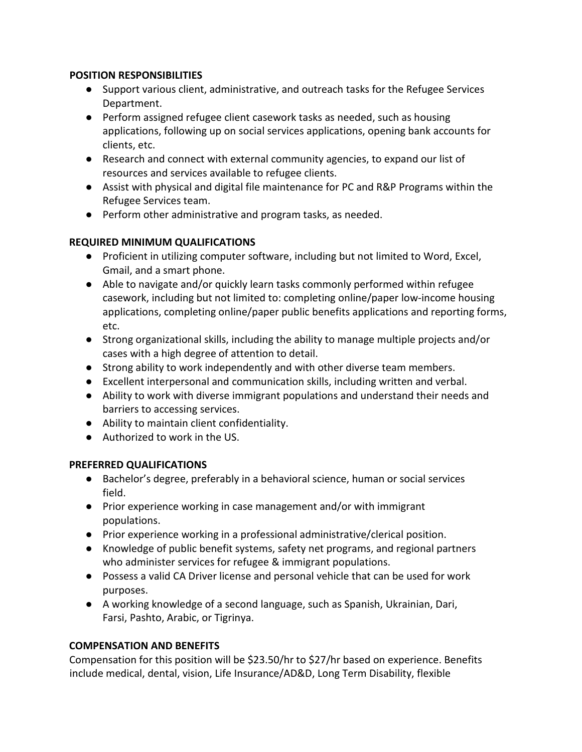**POSITION RESPONSIBILITIES**

- Support various client, administrative, and outreach tasks for the Refugee Services Department.
- Perform assigned refugee client casework tasks as needed, such as housing applications, following up on social services applications, opening bank accounts for clients, etc.
- Research and connect with external community agencies, to expand our list of resources and services available to refugee clients.
- Assist with physical and digital file maintenance for PC and R&P Programs within the Refugee Services team.
- Perform other administrative and program tasks, as needed.

**REQUIRED MINIMUM QUALIFICATIONS**

- Proficient in utilizing computer software, including but not limited to Word, Excel, Gmail, and a smart phone.
- Able to navigate and/or quickly learn tasks commonly performed within refugee casework, including but not limited to: completing online/paper low-income housing applications, completing online/paper public benefits applications and reporting forms, etc.
- Strong organizational skills, including the ability to manage multiple projects and/or cases with a high degree of attention to detail.
- Strong ability to work independently and with other diverse team members.
- Excellent interpersonal and communication skills, including written and verbal.
- Ability to work with diverse immigrant populations and understand their needs and barriers to accessing services.
- Ability to maintain client confidentiality.
- Authorized to work in the US.

**PREFERRED QUALIFICATIONS**

- Bachelor's degree, preferably in a behavioral science, human or social services field.
- Prior experience working in case management and/or with immigrant populations.
- Prior experience working in a professional administrative/clerical position.
- Knowledge of public benefit systems, safety net programs, and regional partners who administer services for refugee & immigrant populations.
- Possess a valid CA Driver license and personal vehicle that can be used for work purposes.
- A working knowledge of a second language, such as Spanish, Ukrainian, Dari, Farsi, Pashto, Arabic, or Tigrinya.

**COMPENSATION AND BENEFITS**

Compensation for this position will be $23.50/hr to $27/hr based on experience. Benefits include medical, dental, vision, Life Insurance/AD&D, Long Term Disability, flexible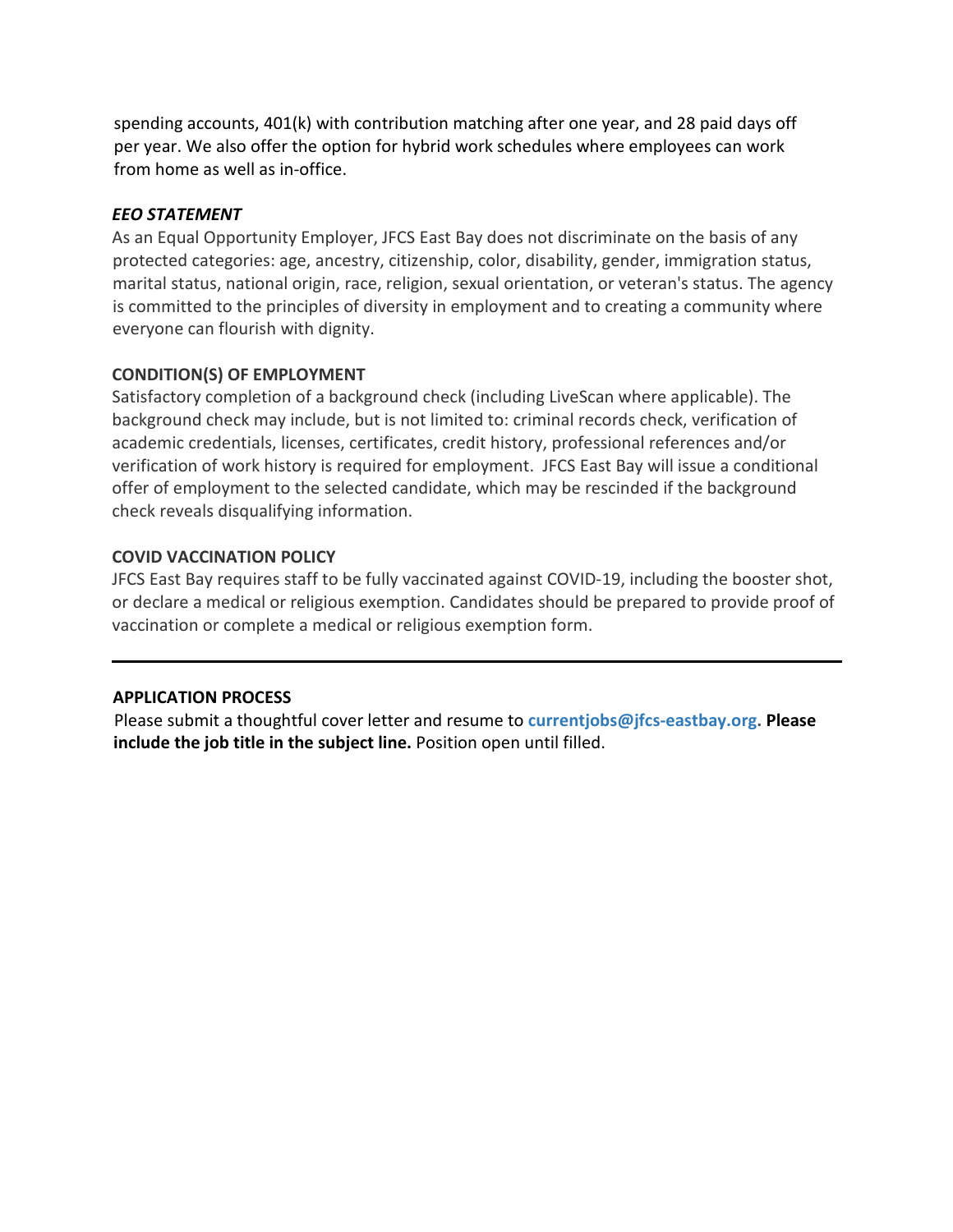spending accounts, 401(k) with contribution matching after one year, and 28 paid days off per year. We also offer the option for hybrid work schedules where employees can work from home as well as in-office.

***EEO STATEMENT***

As an Equal Opportunity Employer, JFCS East Bay does not discriminate on the basis of any protected categories: age, ancestry, citizenship, color, disability, gender, immigration status, marital status, national origin, race, religion, sexual orientation, or veteran's status. The agency is committed to the principles of diversity in employment and to creating a community where everyone can flourish with dignity.

**CONDITION(S) OF EMPLOYMENT**

Satisfactory completion of a background check (including LiveScan where applicable). The background check may include, but is not limited to: criminal records check, verification of academic credentials, licenses, certificates, credit history, professional references and/or verification of work history is required for employment. JFCS East Bay will issue a conditional offer of employment to the selected candidate, which may be rescinded if the background check reveals disqualifying information.

**COVID VACCINATION POLICY**

JFCS East Bay requires staff to be fully vaccinated against COVID-19, including the booster shot, or declare a medical or religious exemption. Candidates should be prepared to provide proof of vaccination or complete a medical or religious exemption form.

---

**APPLICATION PROCESS**

Please submit a thoughtful cover letter and resume to **currentjobs@jfcs-eastbay.org. Please include the job title in the subject line.** Position open until filled.